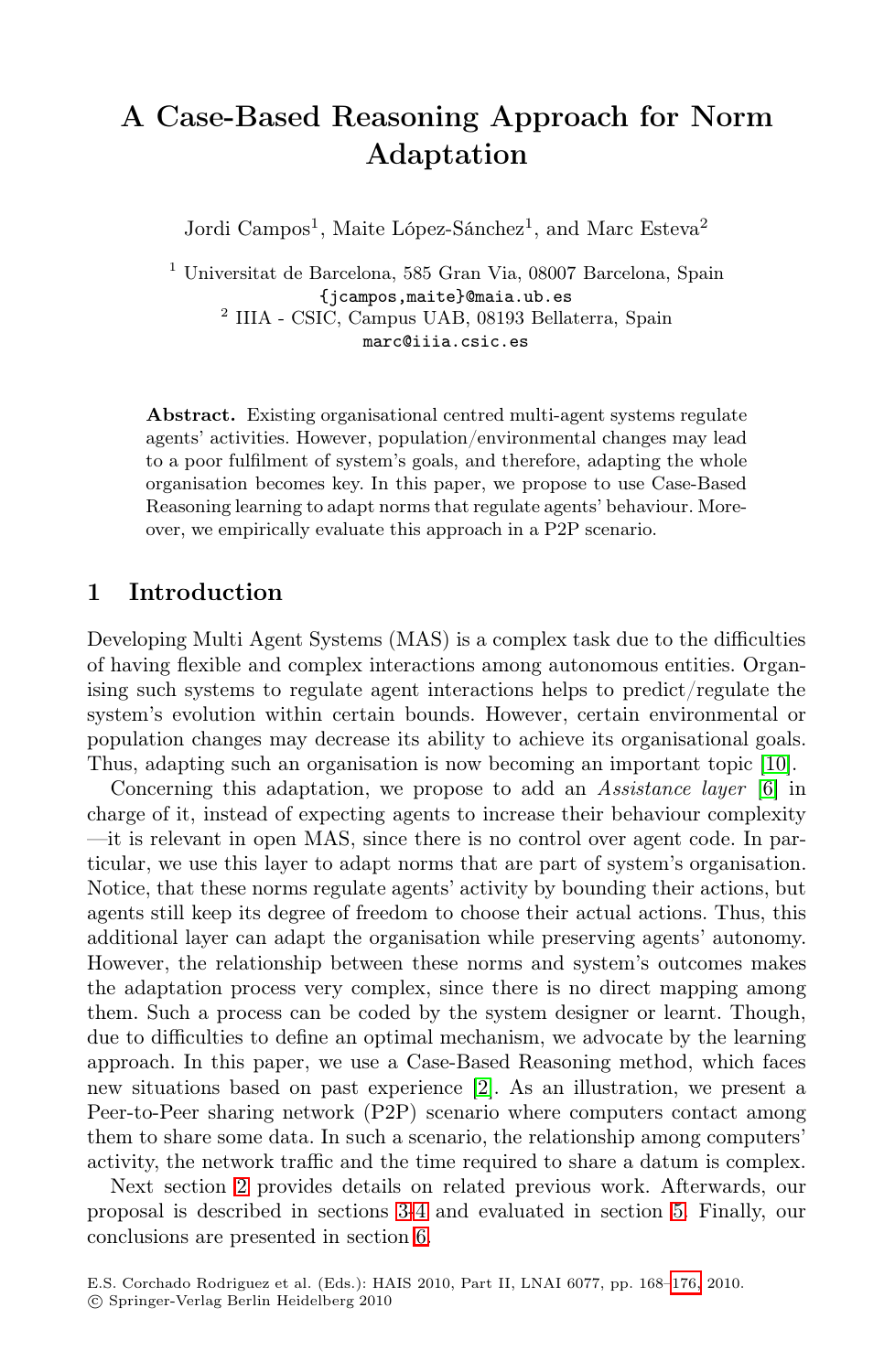# A Case-Based Reasoning Approach for Norm Adaptation

Jordi Campos[1], Maite López-Sánchez[1], and Marc Esteva[2]

[1] Universitat de Barcelona, 585 Gran Via, 08007 Barcelona, Spain
{jcampos,maite}@maia.ub.es
[2] IIIA - CSIC, Campus UAB, 08193 Bellaterra, Spain
marc@iiia.csic.es

**Abstract.** Existing organisational centred multi-agent systems regulate agents' activities. However, population/environmental changes may lead to a poor fulfilment of system's goals, and therefore, adapting the whole organisation becomes key. In this paper, we propose to use Case-Based Reasoning learning to adapt norms that regulate agents' behaviour. Moreover, we empirically evaluate this approach in a P2P scenario.

## 1 Introduction

Developing Multi Agent Systems (MAS) is a complex task due to the difficulties of having flexible and complex interactions among autonomous entities. Organising such systems to regulate agent interactions helps to predict/regulate the system's evolution within certain bounds. However, certain environmental or population changes may decrease its ability to achieve its organisational goals. Thus, adapting such an organisation is now becoming an important topic [10].

Concerning this adaptation, we propose to add an *Assistance layer* [6] in charge of it, instead of expecting agents to increase their behaviour complexity —it is relevant in open MAS, since there is no control over agent code. In particular, we use this layer to adapt norms that are part of system's organisation. Notice, that these norms regulate agents' activity by bounding their actions, but agents still keep its degree of freedom to choose their actual actions. Thus, this additional layer can adapt the organisation while preserving agents' autonomy. However, the relationship between these norms and system's outcomes makes the adaptation process very complex, since there is no direct mapping among them. Such a process can be coded by the system designer or learnt. Though, due to difficulties to define an optimal mechanism, we advocate by the learning approach. In this paper, we use a Case-Based Reasoning method, which faces new situations based on past experience [2]. As an illustration, we present a Peer-to-Peer sharing network (P2P) scenario where computers contact among them to share some data. In such a scenario, the relationship among computers' activity, the network traffic and the time required to share a datum is complex.

Next section 2 provides details on related previous work. Afterwards, our proposal is described in sections 3-4 and evaluated in section 5. Finally, our conclusions are presented in section 6.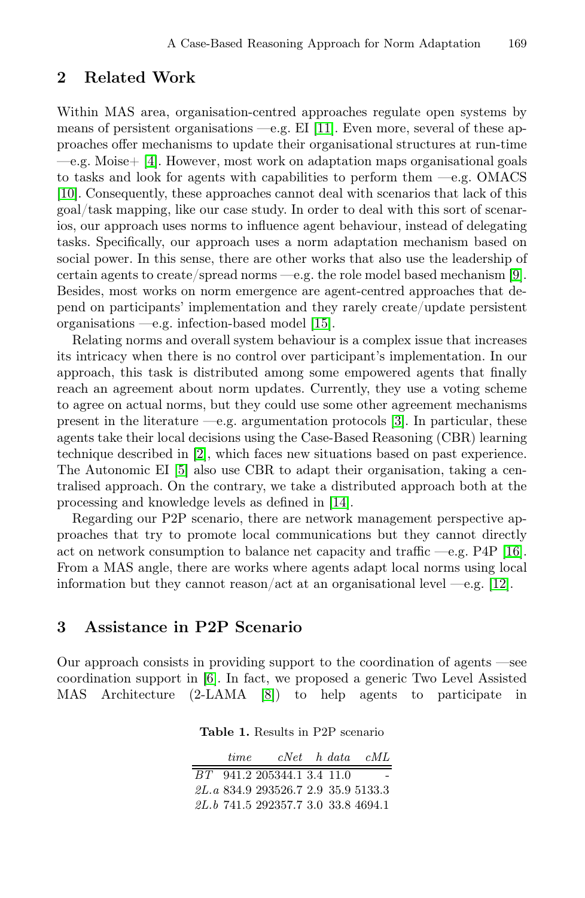## 2 Related Work

Within MAS area, organisation-centred approaches regulate open systems by means of persistent organisations —e.g. EI [11]. Even more, several of these approaches offer mechanisms to update their organisational structures at run-time —e.g. Moise+ [4]. However, most work on adaptation maps organisational goals to tasks and look for agents with capabilities to perform them —e.g. OMACS [10]. Consequently, these approaches cannot deal with scenarios that lack of this goal/task mapping, like our case study. In order to deal with this sort of scenarios, our approach uses norms to influence agent behaviour, instead of delegating tasks. Specifically, our approach uses a norm adaptation mechanism based on social power. In this sense, there are other works that also use the leadership of certain agents to create/spread norms —e.g. the role model based mechanism [9]. Besides, most works on norm emergence are agent-centred approaches that depend on participants' implementation and they rarely create/update persistent organisations —e.g. infection-based model [15].

Relating norms and overall system behaviour is a complex issue that increases its intricacy when there is no control over participant's implementation. In our approach, this task is distributed among some empowered agents that finally reach an agreement about norm updates. Currently, they use a voting scheme to agree on actual norms, but they could use some other agreement mechanisms present in the literature —e.g. argumentation protocols [3]. In particular, these agents take their local decisions using the Case-Based Reasoning (CBR) learning technique described in [2], which faces new situations based on past experience. The Autonomic EI [5] also use CBR to adapt their organisation, taking a centralised approach. On the contrary, we take a distributed approach both at the processing and knowledge levels as defined in [14].

Regarding our P2P scenario, there are network management perspective approaches that try to promote local communications but they cannot directly act on network consumption to balance net capacity and traffic —e.g. P4P [16]. From a MAS angle, there are works where agents adapt local norms using local information but they cannot reason/act at an organisational level —e.g. [12].

## 3 Assistance in P2P Scenario

Our approach consists in providing support to the coordination of agents —see coordination support in [6]. In fact, we proposed a generic Two Level Assisted MAS Architecture (2-LAMA [8]) to help agents to participate in

**Table 1.** Results in P2P scenario

| | *time* | *cNet* | *h* | *data* | *cML* |
|---|---|---|---|---|---|
| *BT* | 941.2 | 205344.1 | 3.4 | 11.0 | - |
| *2L.a* | 834.9 | 293526.7 | 2.9 | 35.9 | 5133.3 |
| *2L.b* | 741.5 | 292357.7 | 3.0 | 33.8 | 4694.1 |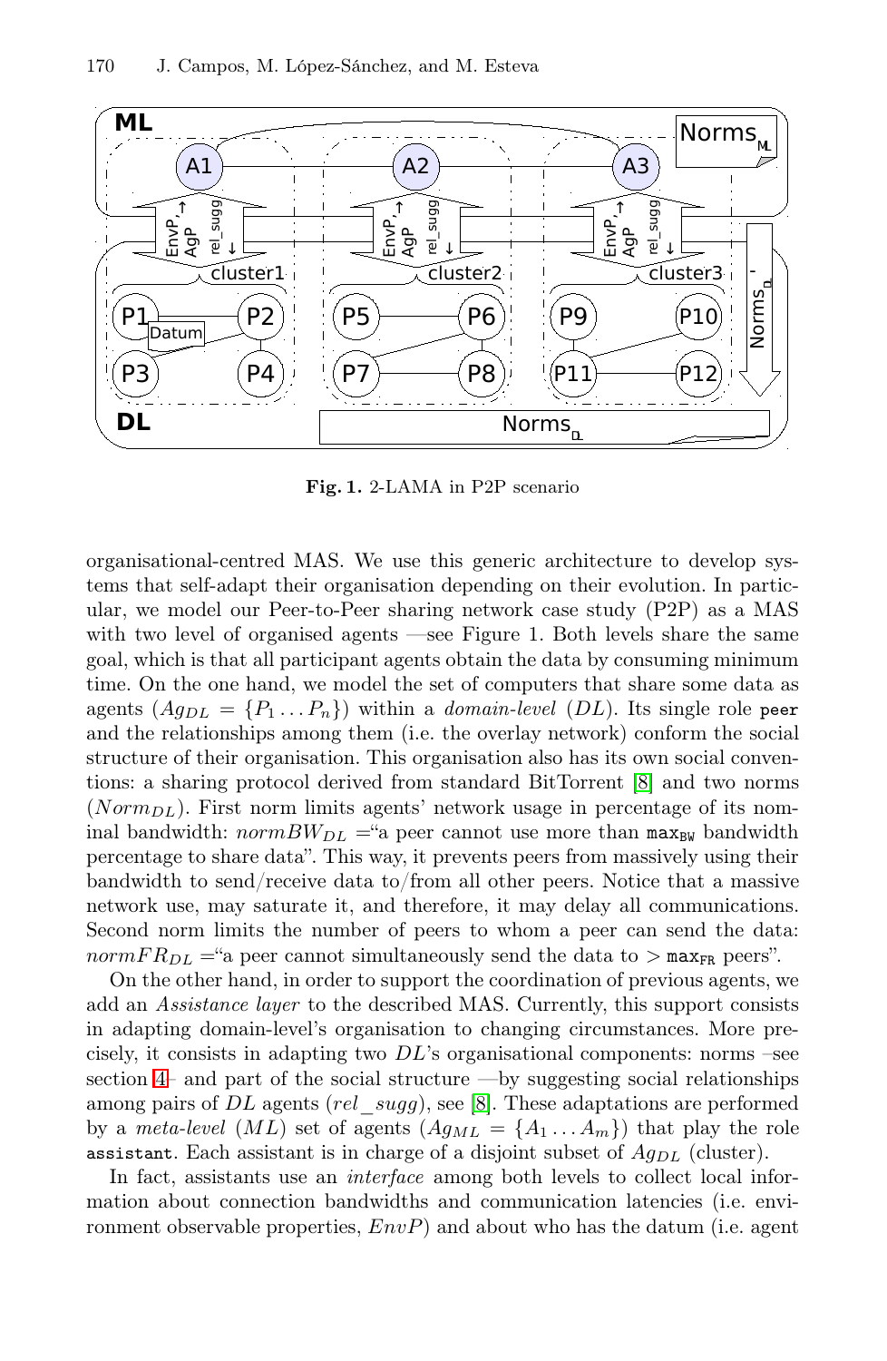**Fig. 1.** 2-LAMA in P2P scenario

organisational-centred MAS. We use this generic architecture to develop systems that self-adapt their organisation depending on their evolution. In particular, we model our Peer-to-Peer sharing network case study (P2P) as a MAS with two level of organised agents —see Figure 1. Both levels share the same goal, which is that all participant agents obtain the data by consuming minimum time. On the one hand, we model the set of computers that share some data as agents ($Ag_{DL} = \{P_1 \dots P_n\}$) within a *domain-level* ($DL$). Its single role `peer` and the relationships among them (i.e. the overlay network) conform the social structure of their organisation. This organisation also has its own social conventions: a sharing protocol derived from standard BitTorrent [8] and two norms ($Norm_{DL}$). First norm limits agents' network usage in percentage of its nominal bandwidth: $normBW_{DL}$ ="a peer cannot use more than $\mathtt{max_{BW}}$ bandwidth percentage to share data". This way, it prevents peers from massively using their bandwidth to send/receive data to/from all other peers. Notice that a massive network use, may saturate it, and therefore, it may delay all communications. Second norm limits the number of peers to whom a peer can send the data: $normFR_{DL}$ ="a peer cannot simultaneously send the data to $> \mathtt{max_{FR}}$ peers".

On the other hand, in order to support the coordination of previous agents, we add an *Assistance layer* to the described MAS. Currently, this support consists in adapting domain-level's organisation to changing circumstances. More precisely, it consists in adapting two $DL$'s organisational components: norms –see section 4– and part of the social structure —by suggesting social relationships among pairs of $DL$ agents ($rel\_sugg$), see [8]. These adaptations are performed by a *meta-level* ($ML$) set of agents ($Ag_{ML} = \{A_1 \dots A_m\}$) that play the role `assistant`. Each assistant is in charge of a disjoint subset of $Ag_{DL}$ (cluster).

In fact, assistants use an *interface* among both levels to collect local information about connection bandwidths and communication latencies (i.e. environment observable properties, $EnvP$) and about who has the datum (i.e. agent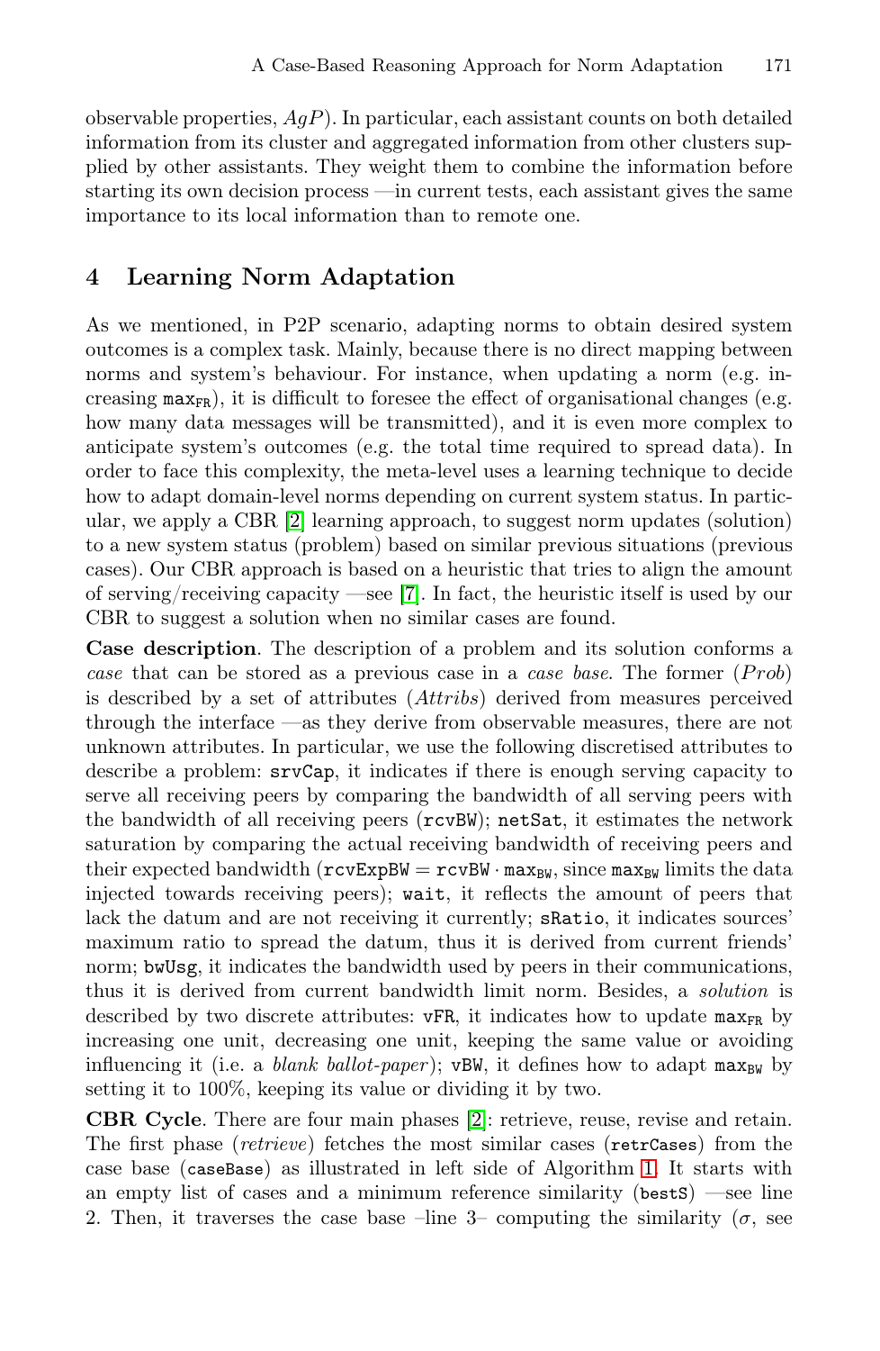observable properties, $AgP$). In particular, each assistant counts on both detailed information from its cluster and aggregated information from other clusters supplied by other assistants. They weight them to combine the information before starting its own decision process —in current tests, each assistant gives the same importance to its local information than to remote one.

## 4 Learning Norm Adaptation

As we mentioned, in P2P scenario, adapting norms to obtain desired system outcomes is a complex task. Mainly, because there is no direct mapping between norms and system's behaviour. For instance, when updating a norm (e.g. increasing $\texttt{max}_{\texttt{FR}}$), it is difficult to foresee the effect of organisational changes (e.g. how many data messages will be transmitted), and it is even more complex to anticipate system's outcomes (e.g. the total time required to spread data). In order to face this complexity, the meta-level uses a learning technique to decide how to adapt domain-level norms depending on current system status. In particular, we apply a CBR [2] learning approach, to suggest norm updates (solution) to a new system status (problem) based on similar previous situations (previous cases). Our CBR approach is based on a heuristic that tries to align the amount of serving/receiving capacity —see [7]. In fact, the heuristic itself is used by our CBR to suggest a solution when no similar cases are found.

**Case description**. The description of a problem and its solution conforms a *case* that can be stored as a previous case in a *case base*. The former ($Prob$) is described by a set of attributes ($Attribs$) derived from measures perceived through the interface —as they derive from observable measures, there are not unknown attributes. In particular, we use the following discretised attributes to describe a problem: `srvCap`, it indicates if there is enough serving capacity to serve all receiving peers by comparing the bandwidth of all serving peers with the bandwidth of all receiving peers (`rcvBW`); `netSat`, it estimates the network saturation by comparing the actual receiving bandwidth of receiving peers and their expected bandwidth ($\texttt{rcvExpBW} = \texttt{rcvBW} \cdot \texttt{max}_{\texttt{BW}}$, since $\texttt{max}_{\texttt{BW}}$ limits the data injected towards receiving peers); `wait`, it reflects the amount of peers that lack the datum and are not receiving it currently; `sRatio`, it indicates sources' maximum ratio to spread the datum, thus it is derived from current friends' norm; `bwUsg`, it indicates the bandwidth used by peers in their communications, thus it is derived from current bandwidth limit norm. Besides, a *solution* is described by two discrete attributes: `vFR`, it indicates how to update $\texttt{max}_{\texttt{FR}}$ by increasing one unit, decreasing one unit, keeping the same value or avoiding influencing it (i.e. a *blank ballot-paper*); `vBW`, it defines how to adapt $\texttt{max}_{\texttt{BW}}$ by setting it to 100%, keeping its value or dividing it by two.

**CBR Cycle**. There are four main phases [2]: retrieve, reuse, revise and retain. The first phase (*retrieve*) fetches the most similar cases (`retrCases`) from the case base (`caseBase`) as illustrated in left side of Algorithm 1. It starts with an empty list of cases and a minimum reference similarity (`bestS`) —see line 2. Then, it traverses the case base –line 3– computing the similarity ($\sigma$, see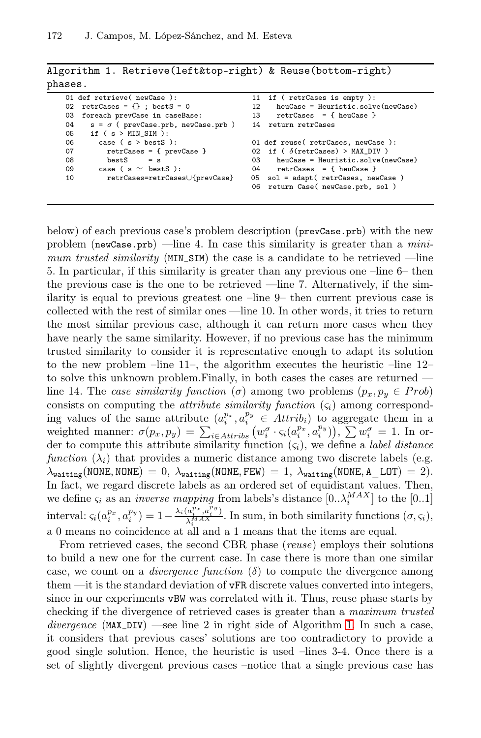**Algorithm 1.** Retrieve(left&top-right) & Reuse(bottom-right) phases.

```
01 def retrieve( newCase ):
02 retrCases = {} ; bestS = 0
03 foreach prevCase in caseBase:
04   s = σ ( prevCase.prb, newCase.prb )
05   if ( s > MIN_SIM ):
06     case ( s > bestS ):
07       retrCases = { prevCase }
08       bestS     = s
09     case ( s ≃ bestS ):
10       retrCases=retrCases∪{prevCase}
11  if ( retrCases is empty ):
12    heuCase = Heuristic.solve(newCase)
13    retrCases  = { heuCase }
14  return retrCases
```

```
01 def reuse( retrCases, newCase ):
02  if ( δ(retrCases) > MAX_DIV )
03    heuCase = Heuristic.solve(newCase)
04    retrCases  = { heuCase }
05  sol = adapt( retrCases, newCase )
06  return Case( newCase.prb, sol )
```

below) of each previous case's problem description (`prevCase.prb`) with the new problem (`newCase.prb`) —line 4. In case this similarity is greater than a *minimum trusted similarity* (`MIN_SIM`) the case is a candidate to be retrieved —line 5. In particular, if this similarity is greater than any previous one –line 6– then the previous case is the one to be retrieved —line 7. Alternatively, if the similarity is equal to previous greatest one –line 9– then current previous case is collected with the rest of similar ones —line 10. In other words, it tries to return the most similar previous case, although it can return more cases when they have nearly the same similarity. However, if no previous case has the minimum trusted similarity to consider it is representative enough to adapt its solution to the new problem –line 11–, the algorithm executes the heuristic –line 12– to solve this unknown problem.Finally, in both cases the cases are returned —line 14. The *case similarity function* ($\sigma$) among two problems ($p_x, p_y \in Prob$) consists on computing the *attribute similarity function* ($\varsigma_i$) among corresponding values of the same attribute ($a_i^{p_x}, a_i^{p_y} \in Attrib_i$) to aggregate them in a weighted manner: $\sigma(p_x, p_y) = \sum_{i \in Attribs} \left(w_i^{\sigma} \cdot \varsigma_i(a_i^{p_x}, a_i^{p_y})\right)$, $\sum w_i^{\sigma} = 1$. In order to compute this attribute similarity function ($\varsigma_i$), we define a *label distance function* ($\lambda_i$) that provides a numeric distance among two discrete labels (e.g. $\lambda_{\texttt{waiting}}(\texttt{NONE}, \texttt{NONE}) = 0$, $\lambda_{\texttt{waiting}}(\texttt{NONE}, \texttt{FEW}) = 1$, $\lambda_{\texttt{waiting}}(\texttt{NONE}, \texttt{A\_LOT}) = 2$). In fact, we regard discrete labels as an ordered set of equidistant values. Then, we define $\varsigma_i$ as an *inverse mapping* from labels's distance $[0..\lambda_i^{MAX}]$ to the $[0..1]$ interval: $\varsigma_i(a_i^{p_x}, a_i^{p_y}) = 1 - \frac{\lambda_i(a_i^{p_x}, a_i^{p_y})}{\lambda_i^{MAX}}$. In sum, in both similarity functions ($\sigma, \varsigma_i$), a 0 means no coincidence at all and a 1 means that the items are equal.

From retrieved cases, the second CBR phase (*reuse*) employs their solutions to build a new one for the current case. In case there is more than one similar case, we count on a *divergence function* ($\delta$) to compute the divergence among them —it is the standard deviation of `vFR` discrete values converted into integers, since in our experiments `vBW` was correlated with it. Thus, reuse phase starts by checking if the divergence of retrieved cases is greater than a *maximum trusted divergence* (`MAX_DIV`) —see line 2 in right side of Algorithm 1. In such a case, it considers that previous cases' solutions are too contradictory to provide a good single solution. Hence, the heuristic is used –lines 3-4. Once there is a set of slightly divergent previous cases –notice that a single previous case has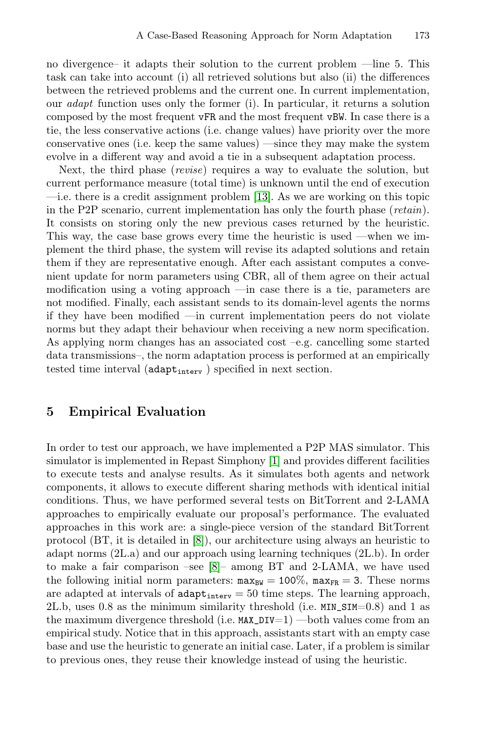no divergence– it adapts their solution to the current problem —line 5. This task can take into account (i) all retrieved solutions but also (ii) the differences between the retrieved problems and the current one. In current implementation, our *adapt* function uses only the former (i). In particular, it returns a solution composed by the most frequent vFR and the most frequent vBW. In case there is a tie, the less conservative actions (i.e. change values) have priority over the more conservative ones (i.e. keep the same values) —since they may make the system evolve in a different way and avoid a tie in a subsequent adaptation process.

Next, the third phase (*revise*) requires a way to evaluate the solution, but current performance measure (total time) is unknown until the end of execution —i.e. there is a credit assignment problem [13]. As we are working on this topic in the P2P scenario, current implementation has only the fourth phase (*retain*). It consists on storing only the new previous cases returned by the heuristic. This way, the case base grows every time the heuristic is used —when we implement the third phase, the system will revise its adapted solutions and retain them if they are representative enough. After each assistant computes a convenient update for norm parameters using CBR, all of them agree on their actual modification using a voting approach —in case there is a tie, parameters are not modified. Finally, each assistant sends to its domain-level agents the norms if they have been modified —in current implementation peers do not violate norms but they adapt their behaviour when receiving a new norm specification. As applying norm changes has an associated cost –e.g. cancelling some started data transmissions–, the norm adaptation process is performed at an empirically tested time interval ($\mathtt{adapt}_{\mathtt{interv}}$) specified in next section.

## 5 Empirical Evaluation

In order to test our approach, we have implemented a P2P MAS simulator. This simulator is implemented in Repast Simphony [1] and provides different facilities to execute tests and analyse results. As it simulates both agents and network components, it allows to execute different sharing methods with identical initial conditions. Thus, we have performed several tests on BitTorrent and 2-LAMA approaches to empirically evaluate our proposal's performance. The evaluated approaches in this work are: a single-piece version of the standard BitTorrent protocol (BT, it is detailed in [8]), our architecture using always an heuristic to adapt norms (2L.a) and our approach using learning techniques (2L.b). In order to make a fair comparison –see [8]– among BT and 2-LAMA, we have used the following initial norm parameters: $\mathtt{max}_{\mathtt{BW}} = 100\%$, $\mathtt{max}_{\mathtt{FR}} = 3$. These norms are adapted at intervals of $\mathtt{adapt}_{\mathtt{interv}} = 50$ time steps. The learning approach, 2L.b, uses 0.8 as the minimum similarity threshold (i.e. MIN_SIM=0.8) and 1 as the maximum divergence threshold (i.e. MAX_DIV=1) —both values come from an empirical study. Notice that in this approach, assistants start with an empty case base and use the heuristic to generate an initial case. Later, if a problem is similar to previous ones, they reuse their knowledge instead of using the heuristic.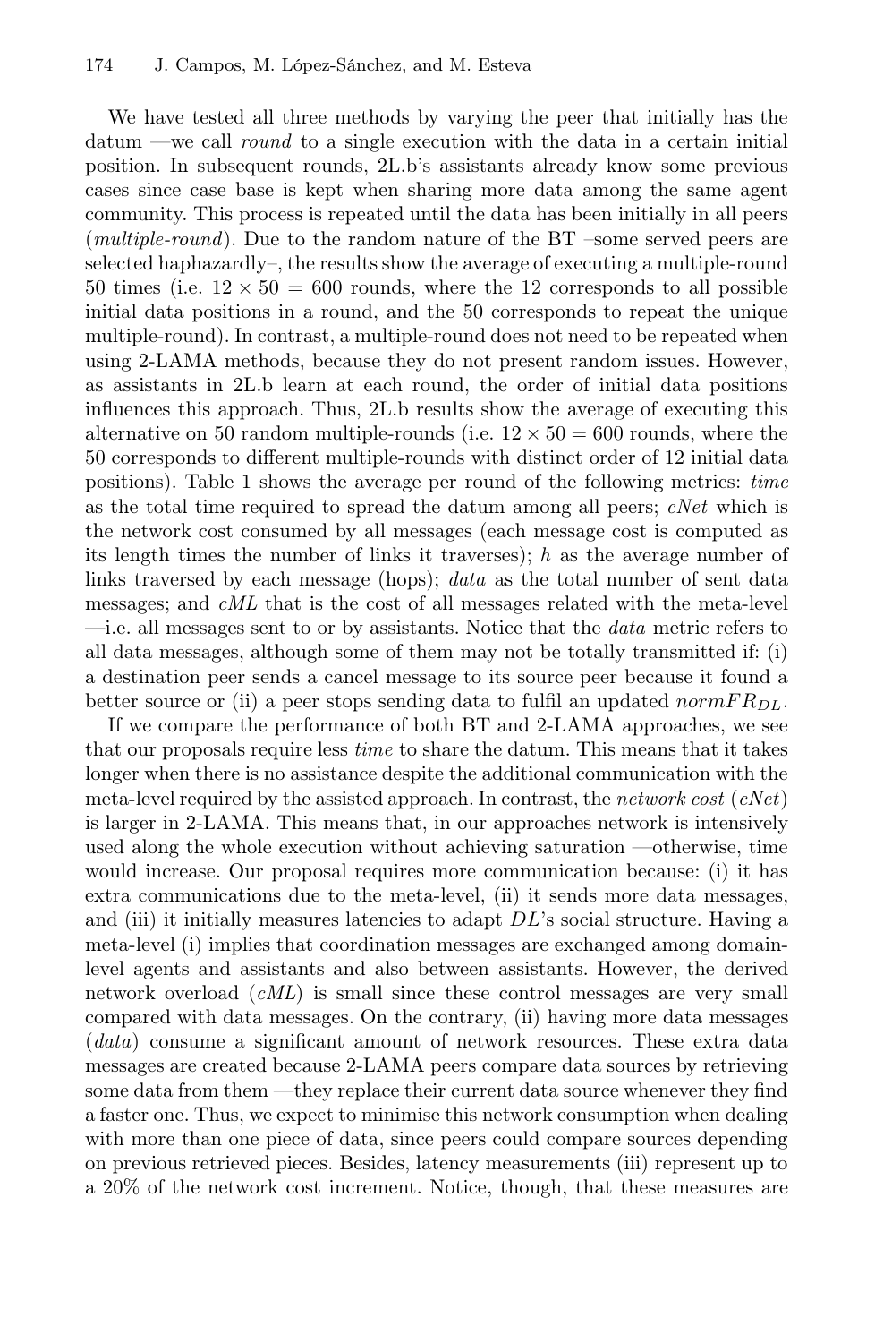We have tested all three methods by varying the peer that initially has the datum —we call *round* to a single execution with the data in a certain initial position. In subsequent rounds, 2L.b's assistants already know some previous cases since case base is kept when sharing more data among the same agent community. This process is repeated until the data has been initially in all peers (*multiple-round*). Due to the random nature of the BT –some served peers are selected haphazardly–, the results show the average of executing a multiple-round 50 times (i.e. $12 \times 50 = 600$ rounds, where the 12 corresponds to all possible initial data positions in a round, and the 50 corresponds to repeat the unique multiple-round). In contrast, a multiple-round does not need to be repeated when using 2-LAMA methods, because they do not present random issues. However, as assistants in 2L.b learn at each round, the order of initial data positions influences this approach. Thus, 2L.b results show the average of executing this alternative on 50 random multiple-rounds (i.e. $12 \times 50 = 600$ rounds, where the 50 corresponds to different multiple-rounds with distinct order of 12 initial data positions). Table 1 shows the average per round of the following metrics: *time* as the total time required to spread the datum among all peers; *cNet* which is the network cost consumed by all messages (each message cost is computed as its length times the number of links it traverses); *h* as the average number of links traversed by each message (hops); *data* as the total number of sent data messages; and *cML* that is the cost of all messages related with the meta-level —i.e. all messages sent to or by assistants. Notice that the *data* metric refers to all data messages, although some of them may not be totally transmitted if: (i) a destination peer sends a cancel message to its source peer because it found a better source or (ii) a peer stops sending data to fulfil an updated $normFR_{DL}$.

If we compare the performance of both BT and 2-LAMA approaches, we see that our proposals require less *time* to share the datum. This means that it takes longer when there is no assistance despite the additional communication with the meta-level required by the assisted approach. In contrast, the *network cost* (*cNet*) is larger in 2-LAMA. This means that, in our approaches network is intensively used along the whole execution without achieving saturation —otherwise, time would increase. Our proposal requires more communication because: (i) it has extra communications due to the meta-level, (ii) it sends more data messages, and (iii) it initially measures latencies to adapt $DL$'s social structure. Having a meta-level (i) implies that coordination messages are exchanged among domain-level agents and assistants and also between assistants. However, the derived network overload (*cML*) is small since these control messages are very small compared with data messages. On the contrary, (ii) having more data messages (*data*) consume a significant amount of network resources. These extra data messages are created because 2-LAMA peers compare data sources by retrieving some data from them —they replace their current data source whenever they find a faster one. Thus, we expect to minimise this network consumption when dealing with more than one piece of data, since peers could compare sources depending on previous retrieved pieces. Besides, latency measurements (iii) represent up to a 20% of the network cost increment. Notice, though, that these measures are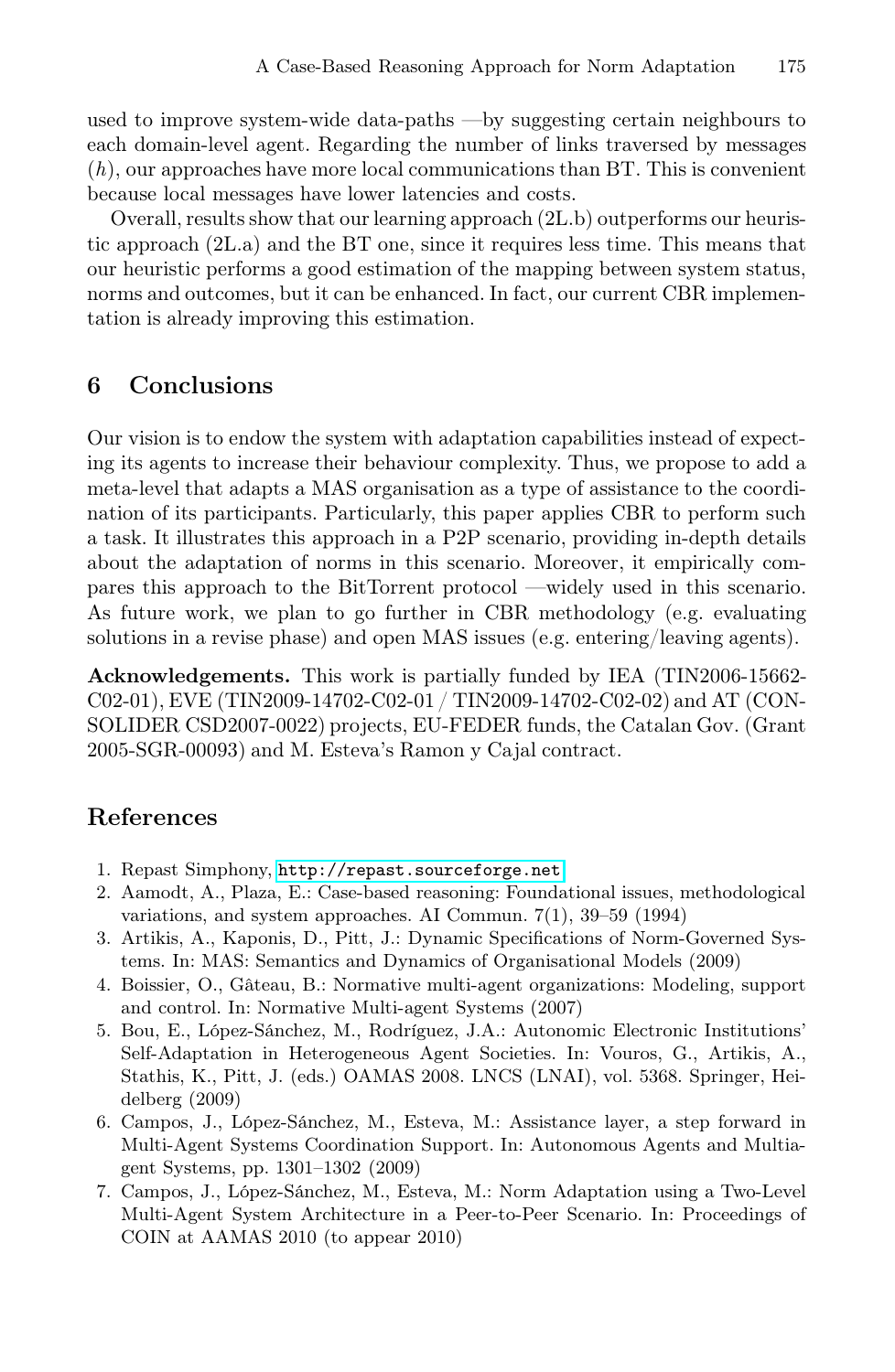used to improve system-wide data-paths —by suggesting certain neighbours to each domain-level agent. Regarding the number of links traversed by messages ($h$), our approaches have more local communications than BT. This is convenient because local messages have lower latencies and costs.

Overall, results show that our learning approach (2L.b) outperforms our heuristic approach (2L.a) and the BT one, since it requires less time. This means that our heuristic performs a good estimation of the mapping between system status, norms and outcomes, but it can be enhanced. In fact, our current CBR implementation is already improving this estimation.

## 6 Conclusions

Our vision is to endow the system with adaptation capabilities instead of expecting its agents to increase their behaviour complexity. Thus, we propose to add a meta-level that adapts a MAS organisation as a type of assistance to the coordination of its participants. Particularly, this paper applies CBR to perform such a task. It illustrates this approach in a P2P scenario, providing in-depth details about the adaptation of norms in this scenario. Moreover, it empirically compares this approach to the BitTorrent protocol —widely used in this scenario. As future work, we plan to go further in CBR methodology (e.g. evaluating solutions in a revise phase) and open MAS issues (e.g. entering/leaving agents).

**Acknowledgements.** This work is partially funded by IEA (TIN2006-15662-C02-01), EVE (TIN2009-14702-C02-01 / TIN2009-14702-C02-02) and AT (CONSOLIDER CSD2007-0022) projects, EU-FEDER funds, the Catalan Gov. (Grant 2005-SGR-00093) and M. Esteva's Ramon y Cajal contract.

## References

1. Repast Simphony, http://repast.sourceforge.net
2. Aamodt, A., Plaza, E.: Case-based reasoning: Foundational issues, methodological variations, and system approaches. AI Commun. 7(1), 39–59 (1994)
3. Artikis, A., Kaponis, D., Pitt, J.: Dynamic Specifications of Norm-Governed Systems. In: MAS: Semantics and Dynamics of Organisational Models (2009)
4. Boissier, O., Gâteau, B.: Normative multi-agent organizations: Modeling, support and control. In: Normative Multi-agent Systems (2007)
5. Bou, E., López-Sánchez, M., Rodríguez, J.A.: Autonomic Electronic Institutions' Self-Adaptation in Heterogeneous Agent Societies. In: Vouros, G., Artikis, A., Stathis, K., Pitt, J. (eds.) OAMAS 2008. LNCS (LNAI), vol. 5368. Springer, Heidelberg (2009)
6. Campos, J., López-Sánchez, M., Esteva, M.: Assistance layer, a step forward in Multi-Agent Systems Coordination Support. In: Autonomous Agents and Multiagent Systems, pp. 1301–1302 (2009)
7. Campos, J., López-Sánchez, M., Esteva, M.: Norm Adaptation using a Two-Level Multi-Agent System Architecture in a Peer-to-Peer Scenario. In: Proceedings of COIN at AAMAS 2010 (to appear 2010)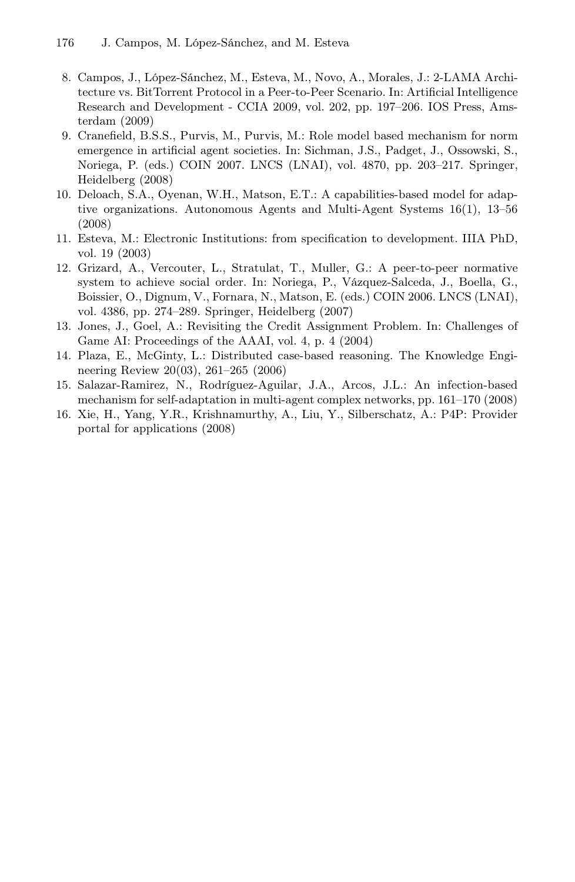8. Campos, J., López-Sánchez, M., Esteva, M., Novo, A., Morales, J.: 2-LAMA Architecture vs. BitTorrent Protocol in a Peer-to-Peer Scenario. In: Artificial Intelligence Research and Development - CCIA 2009, vol. 202, pp. 197–206. IOS Press, Amsterdam (2009)
9. Cranefield, B.S.S., Purvis, M., Purvis, M.: Role model based mechanism for norm emergence in artificial agent societies. In: Sichman, J.S., Padget, J., Ossowski, S., Noriega, P. (eds.) COIN 2007. LNCS (LNAI), vol. 4870, pp. 203–217. Springer, Heidelberg (2008)
10. Deloach, S.A., Oyenan, W.H., Matson, E.T.: A capabilities-based model for adaptive organizations. Autonomous Agents and Multi-Agent Systems 16(1), 13–56 (2008)
11. Esteva, M.: Electronic Institutions: from specification to development. IIIA PhD, vol. 19 (2003)
12. Grizard, A., Vercouter, L., Stratulat, T., Muller, G.: A peer-to-peer normative system to achieve social order. In: Noriega, P., Vázquez-Salceda, J., Boella, G., Boissier, O., Dignum, V., Fornara, N., Matson, E. (eds.) COIN 2006. LNCS (LNAI), vol. 4386, pp. 274–289. Springer, Heidelberg (2007)
13. Jones, J., Goel, A.: Revisiting the Credit Assignment Problem. In: Challenges of Game AI: Proceedings of the AAAI, vol. 4, p. 4 (2004)
14. Plaza, E., McGinty, L.: Distributed case-based reasoning. The Knowledge Engineering Review 20(03), 261–265 (2006)
15. Salazar-Ramirez, N., Rodríguez-Aguilar, J.A., Arcos, J.L.: An infection-based mechanism for self-adaptation in multi-agent complex networks, pp. 161–170 (2008)
16. Xie, H., Yang, Y.R., Krishnamurthy, A., Liu, Y., Silberschatz, A.: P4P: Provider portal for applications (2008)